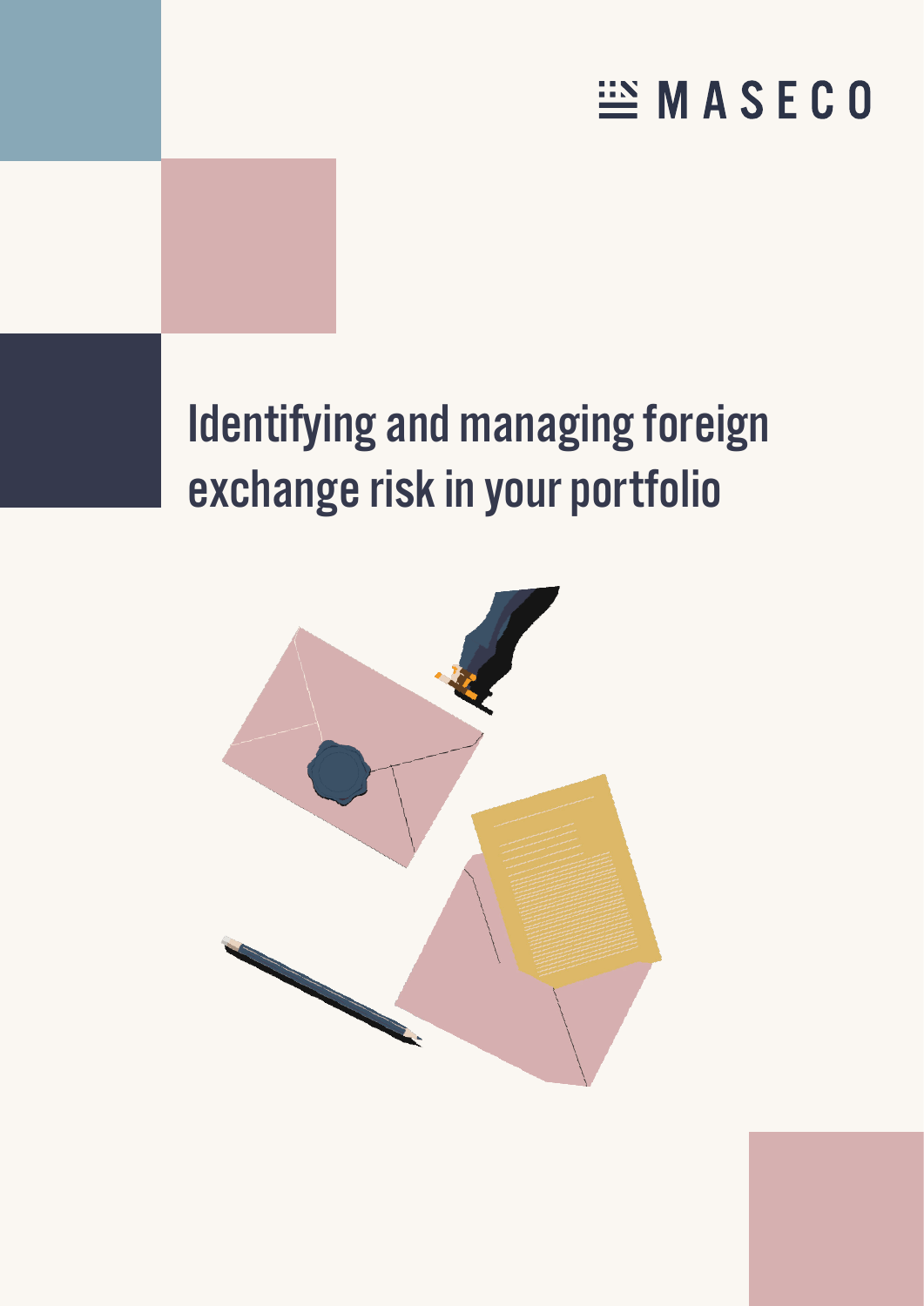MASECO

# Identifying and managing foreign exchange risk in your portfolio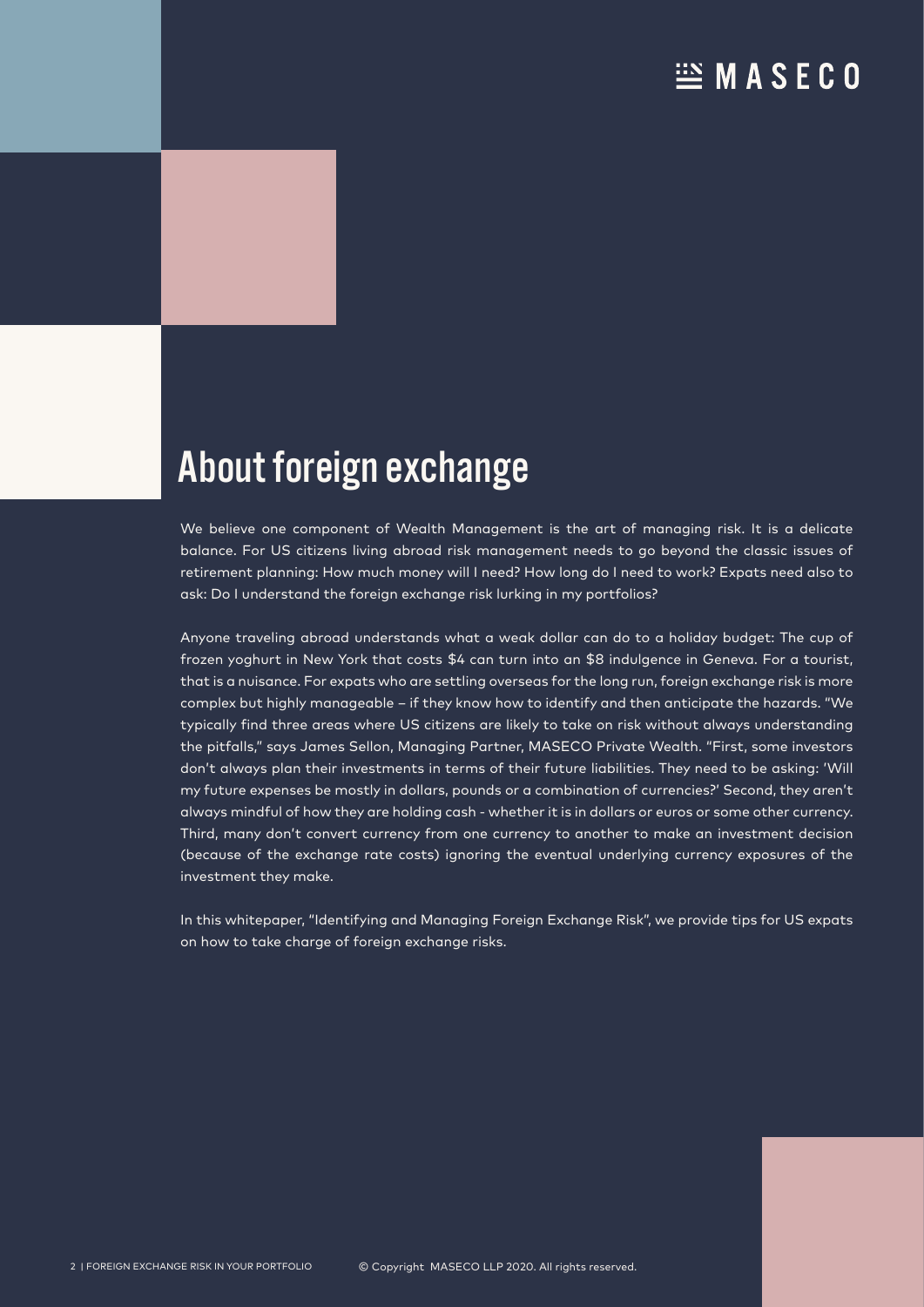# About foreign exchange

We believe one component of Wealth Management is the art of managing risk. It is a delicate balance. For US citizens living abroad risk management needs to go beyond the classic issues of retirement planning: How much money will I need? How long do I need to work? Expats need also to ask: Do I understand the foreign exchange risk lurking in my portfolios?

Anyone traveling abroad understands what a weak dollar can do to a holiday budget: The cup of frozen yoghurt in New York that costs $4 can turn into an $8 indulgence in Geneva. For a tourist, that is a nuisance. For expats who are settling overseas for the long run, foreign exchange risk is more complex but highly manageable – if they know how to identify and then anticipate the hazards. "We typically find three areas where US citizens are likely to take on risk without always understanding the pitfalls," says James Sellon, Managing Partner, MASECO Private Wealth. "First, some investors don't always plan their investments in terms of their future liabilities. They need to be asking: 'Will my future expenses be mostly in dollars, pounds or a combination of currencies?' Second, they aren't always mindful of how they are holding cash - whether it is in dollars or euros or some other currency. Third, many don't convert currency from one currency to another to make an investment decision (because of the exchange rate costs) ignoring the eventual underlying currency exposures of the investment they make.

In this whitepaper, "Identifying and Managing Foreign Exchange Risk", we provide tips for US expats on how to take charge of foreign exchange risks.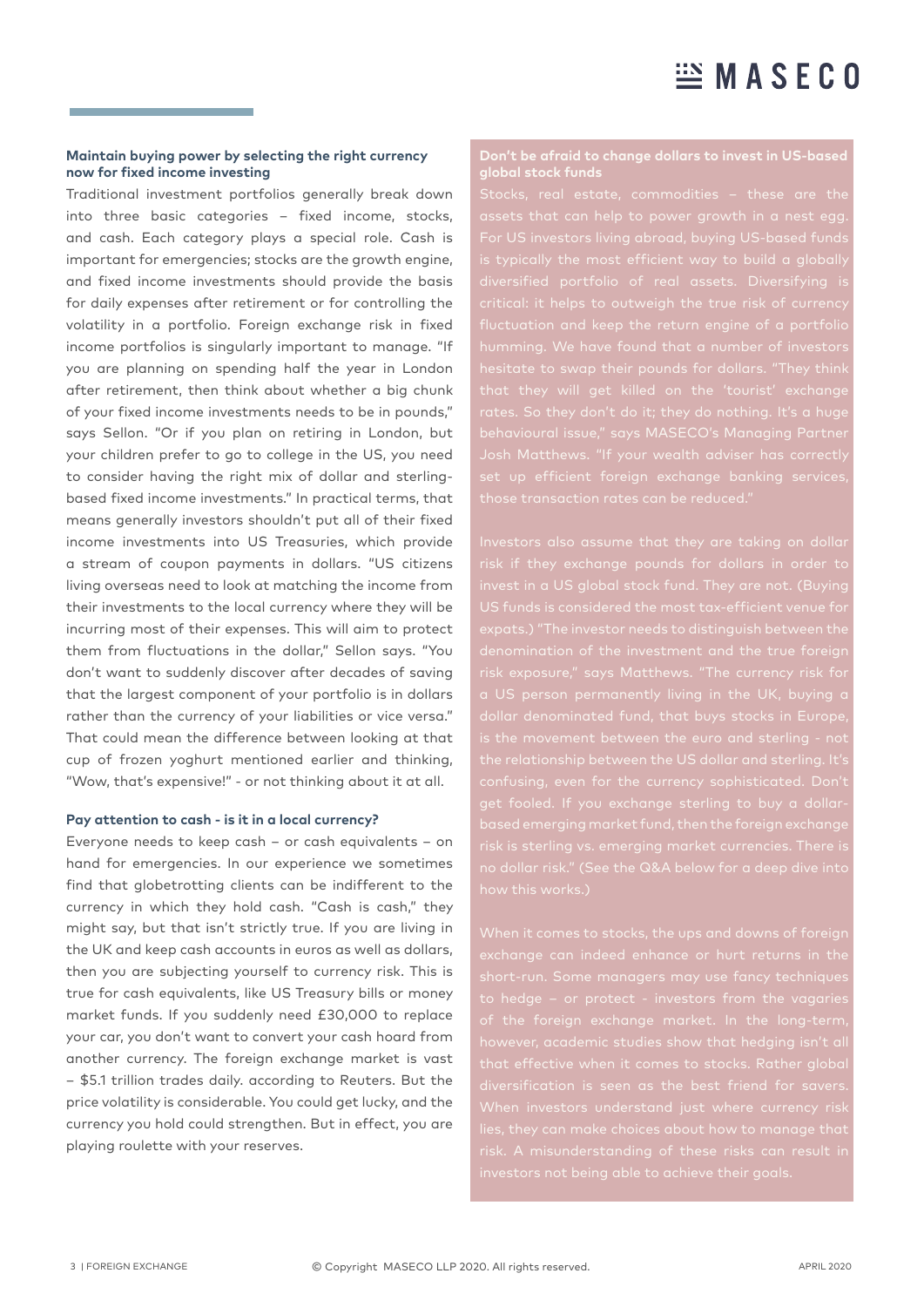### Maintain buying power by selecting the right currency now for fixed income investing

Traditional investment portfolios generally break down into three basic categories – fixed income, stocks, and cash. Each category plays a special role. Cash is important for emergencies; stocks are the growth engine, and fixed income investments should provide the basis for daily expenses after retirement or for controlling the volatility in a portfolio. Foreign exchange risk in fixed income portfolios is singularly important to manage. "If you are planning on spending half the year in London after retirement, then think about whether a big chunk of your fixed income investments needs to be in pounds," says Sellon. "Or if you plan on retiring in London, but your children prefer to go to college in the US, you need to consider having the right mix of dollar and sterling-based fixed income investments." In practical terms, that means generally investors shouldn't put all of their fixed income investments into US Treasuries, which provide a stream of coupon payments in dollars. "US citizens living overseas need to look at matching the income from their investments to the local currency where they will be incurring most of their expenses. This will aim to protect them from fluctuations in the dollar," Sellon says. "You don't want to suddenly discover after decades of saving that the largest component of your portfolio is in dollars rather than the currency of your liabilities or vice versa." That could mean the difference between looking at that cup of frozen yoghurt mentioned earlier and thinking, "Wow, that's expensive!" - or not thinking about it at all.

### Pay attention to cash - is it in a local currency?

Everyone needs to keep cash – or cash equivalents – on hand for emergencies. In our experience we sometimes find that globetrotting clients can be indifferent to the currency in which they hold cash. "Cash is cash," they might say, but that isn't strictly true. If you are living in the UK and keep cash accounts in euros as well as dollars, then you are subjecting yourself to currency risk. This is true for cash equivalents, like US Treasury bills or money market funds. If you suddenly need £30,000 to replace your car, you don't want to convert your cash hoard from another currency. The foreign exchange market is vast – $5.1 trillion trades daily. according to Reuters. But the price volatility is considerable. You could get lucky, and the currency you hold could strengthen. But in effect, you are playing roulette with your reserves.

### Don't be afraid to change dollars to invest in US-based global stock funds

Stocks, real estate, commodities – these are the assets that can help to power growth in a nest egg. For US investors living abroad, buying US-based funds is typically the most efficient way to build a globally diversified portfolio of real assets. Diversifying is critical: it helps to outweigh the true risk of currency fluctuation and keep the return engine of a portfolio humming. We have found that a number of investors hesitate to swap their pounds for dollars. "They think that they will get killed on the 'tourist' exchange rates. So they don't do it; they do nothing. It's a huge behavioural issue," says MASECO's Managing Partner Josh Matthews. "If your wealth adviser has correctly set up efficient foreign exchange banking services, those transaction rates can be reduced."

Investors also assume that they are taking on dollar risk if they exchange pounds for dollars in order to invest in a US global stock fund. They are not. (Buying US funds is considered the most tax-efficient venue for expats.) "The investor needs to distinguish between the denomination of the investment and the true foreign risk exposure," says Matthews. "The currency risk for a US person permanently living in the UK, buying a dollar denominated fund, that buys stocks in Europe, is the movement between the euro and sterling - not the relationship between the US dollar and sterling. It's confusing, even for the currency sophisticated. Don't get fooled. If you exchange sterling to buy a dollar-based emerging market fund, then the foreign exchange risk is sterling vs. emerging market currencies. There is no dollar risk." (See the Q&A below for a deep dive into how this works.)

When it comes to stocks, the ups and downs of foreign exchange can indeed enhance or hurt returns in the short-run. Some managers may use fancy techniques to hedge – or protect - investors from the vagaries of the foreign exchange market. In the long-term, however, academic studies show that hedging isn't all that effective when it comes to stocks. Rather global diversification is seen as the best friend for savers. When investors understand just where currency risk lies, they can make choices about how to manage that risk. A misunderstanding of these risks can result in investors not being able to achieve their goals.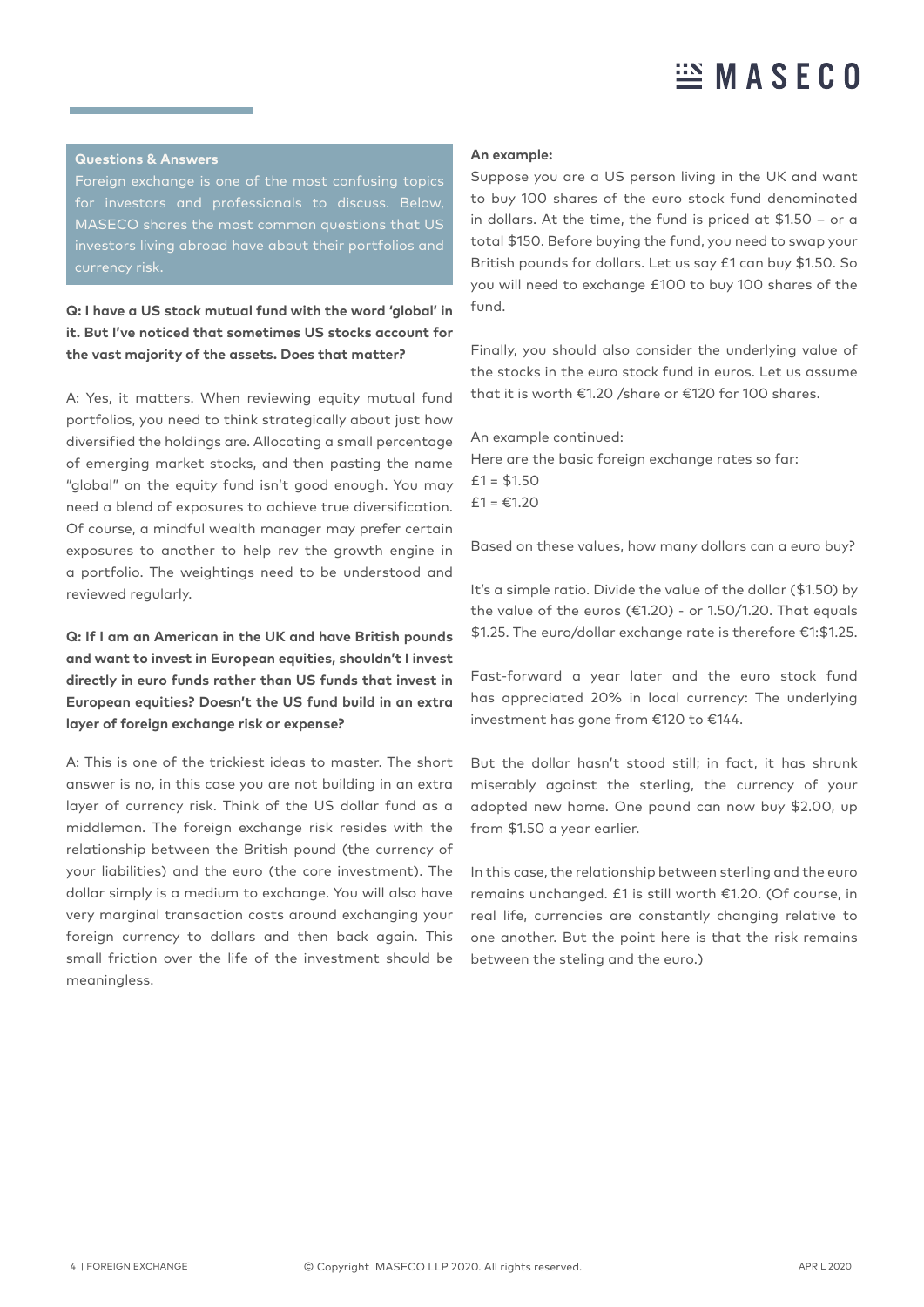### Questions & Answers

Foreign exchange is one of the most confusing topics for investors and professionals to discuss. Below, MASECO shares the most common questions that US investors living abroad have about their portfolios and currency risk.

**Q: I have a US stock mutual fund with the word 'global' in it. But I've noticed that sometimes US stocks account for the vast majority of the assets. Does that matter?**

A: Yes, it matters. When reviewing equity mutual fund portfolios, you need to think strategically about just how diversified the holdings are. Allocating a small percentage of emerging market stocks, and then pasting the name "global" on the equity fund isn't good enough. You may need a blend of exposures to achieve true diversification. Of course, a mindful wealth manager may prefer certain exposures to another to help rev the growth engine in a portfolio. The weightings need to be understood and reviewed regularly.

**Q: If I am an American in the UK and have British pounds and want to invest in European equities, shouldn't I invest directly in euro funds rather than US funds that invest in European equities? Doesn't the US fund build in an extra layer of foreign exchange risk or expense?**

A: This is one of the trickiest ideas to master. The short answer is no, in this case you are not building in an extra layer of currency risk. Think of the US dollar fund as a middleman. The foreign exchange risk resides with the relationship between the British pound (the currency of your liabilities) and the euro (the core investment). The dollar simply is a medium to exchange. You will also have very marginal transaction costs around exchanging your foreign currency to dollars and then back again. This small friction over the life of the investment should be meaningless.

**An example:**

Suppose you are a US person living in the UK and want to buy 100 shares of the euro stock fund denominated in dollars. At the time, the fund is priced at $1.50 – or a total $150. Before buying the fund, you need to swap your British pounds for dollars. Let us say £1 can buy $1.50. So you will need to exchange £100 to buy 100 shares of the fund.

Finally, you should also consider the underlying value of the stocks in the euro stock fund in euros. Let us assume that it is worth €1.20 /share or €120 for 100 shares.

An example continued:

Here are the basic foreign exchange rates so far:

£1 = $1.50

£1 = €1.20

Based on these values, how many dollars can a euro buy?

It's a simple ratio. Divide the value of the dollar ($1.50) by the value of the euros (€1.20) - or 1.50/1.20. That equals $1.25. The euro/dollar exchange rate is therefore €1:$1.25.

Fast-forward a year later and the euro stock fund has appreciated 20% in local currency: The underlying investment has gone from €120 to €144.

But the dollar hasn't stood still; in fact, it has shrunk miserably against the sterling, the currency of your adopted new home. One pound can now buy $2.00, up from $1.50 a year earlier.

In this case, the relationship between sterling and the euro remains unchanged. £1 is still worth €1.20. (Of course, in real life, currencies are constantly changing relative to one another. But the point here is that the risk remains between the steling and the euro.)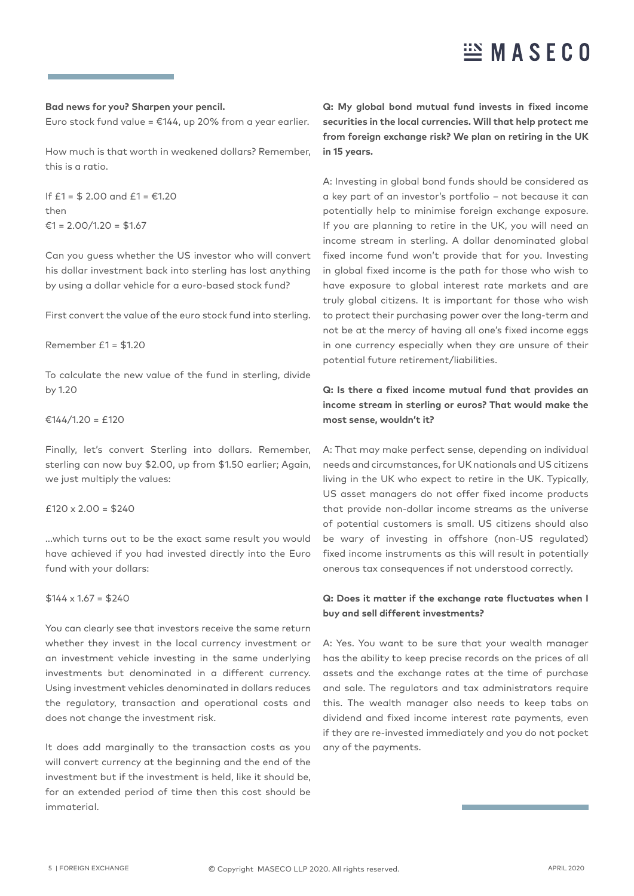**Bad news for you? Sharpen your pencil.**

Euro stock fund value = €144, up 20% from a year earlier.

How much is that worth in weakened dollars? Remember, this is a ratio.

If £1 = $ 2.00 and £1 = €1.20
then
€1 = 2.00/1.20 = $1.67

Can you guess whether the US investor who will convert his dollar investment back into sterling has lost anything by using a dollar vehicle for a euro-based stock fund?

First convert the value of the euro stock fund into sterling.

Remember £1 = $1.20

To calculate the new value of the fund in sterling, divide by 1.20

€144/1.20 = £120

Finally, let's convert Sterling into dollars. Remember, sterling can now buy $2.00, up from $1.50 earlier; Again, we just multiply the values:

£120 x 2.00 = $240

...which turns out to be the exact same result you would have achieved if you had invested directly into the Euro fund with your dollars:

$144 x 1.67 = $240

You can clearly see that investors receive the same return whether they invest in the local currency investment or an investment vehicle investing in the same underlying investments but denominated in a different currency. Using investment vehicles denominated in dollars reduces the regulatory, transaction and operational costs and does not change the investment risk.

It does add marginally to the transaction costs as you will convert currency at the beginning and the end of the investment but if the investment is held, like it should be, for an extended period of time then this cost should be immaterial.

**Q: My global bond mutual fund invests in fixed income securities in the local currencies. Will that help protect me from foreign exchange risk? We plan on retiring in the UK in 15 years.**

A: Investing in global bond funds should be considered as a key part of an investor's portfolio – not because it can potentially help to minimise foreign exchange exposure. If you are planning to retire in the UK, you will need an income stream in sterling. A dollar denominated global fixed income fund won't provide that for you. Investing in global fixed income is the path for those who wish to have exposure to global interest rate markets and are truly global citizens. It is important for those who wish to protect their purchasing power over the long-term and not be at the mercy of having all one's fixed income eggs in one currency especially when they are unsure of their potential future retirement/liabilities.

**Q: Is there a fixed income mutual fund that provides an income stream in sterling or euros? That would make the most sense, wouldn't it?**

A: That may make perfect sense, depending on individual needs and circumstances, for UK nationals and US citizens living in the UK who expect to retire in the UK. Typically, US asset managers do not offer fixed income products that provide non-dollar income streams as the universe of potential customers is small. US citizens should also be wary of investing in offshore (non-US regulated) fixed income instruments as this will result in potentially onerous tax consequences if not understood correctly.

**Q: Does it matter if the exchange rate fluctuates when I buy and sell different investments?**

A: Yes. You want to be sure that your wealth manager has the ability to keep precise records on the prices of all assets and the exchange rates at the time of purchase and sale. The regulators and tax administrators require this. The wealth manager also needs to keep tabs on dividend and fixed income interest rate payments, even if they are re-invested immediately and you do not pocket any of the payments.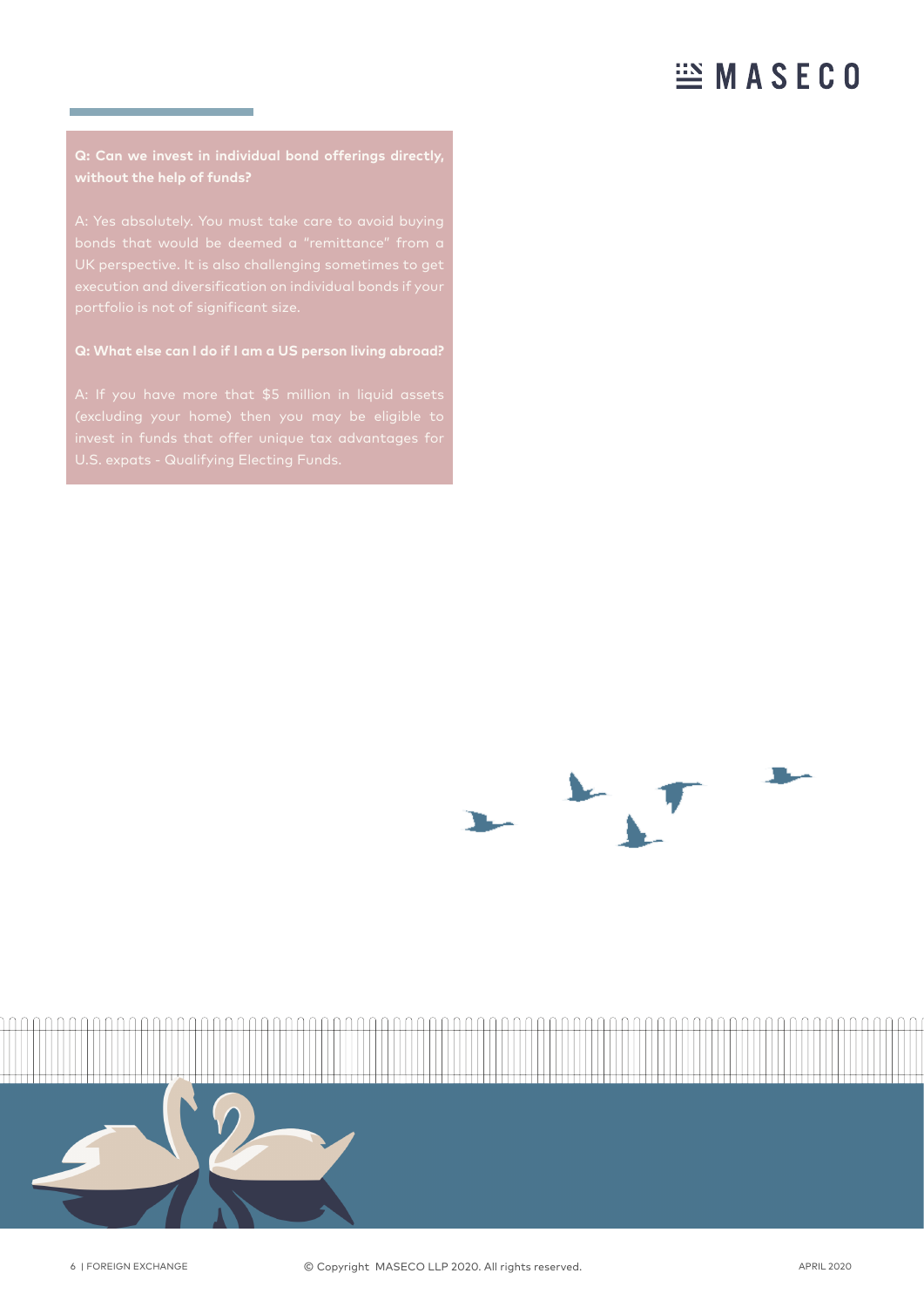**Q: Can we invest in individual bond offerings directly, without the help of funds?**

A: Yes absolutely. You must take care to avoid buying bonds that would be deemed a "remittance" from a UK perspective. It is also challenging sometimes to get execution and diversification on individual bonds if your portfolio is not of significant size.

**Q: What else can I do if I am a US person living abroad?**

A: If you have more that $5 million in liquid assets (excluding your home) then you may be eligible to invest in funds that offer unique tax advantages for U.S. expats - Qualifying Electing Funds.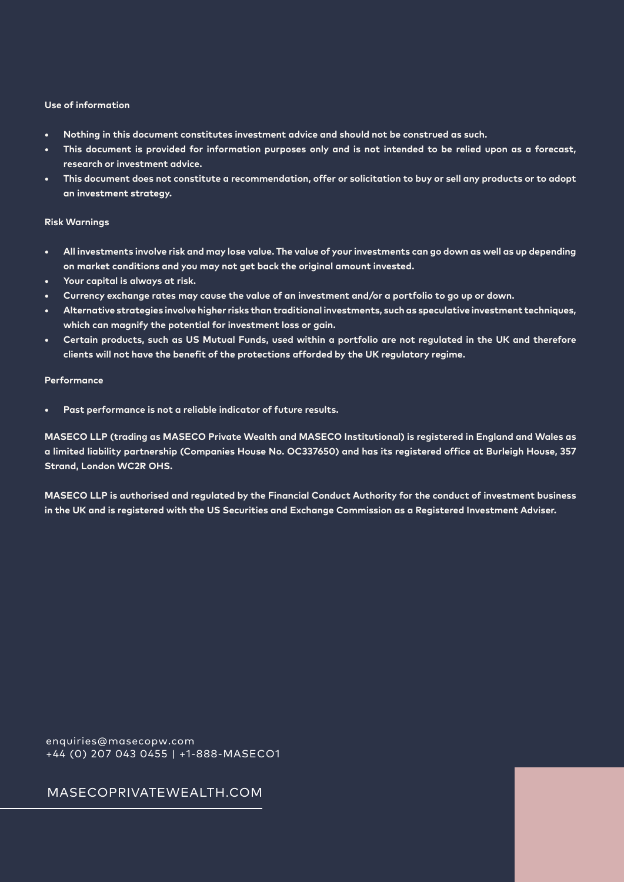**Use of information**

- **Nothing in this document constitutes investment advice and should not be construed as such.**
- **This document is provided for information purposes only and is not intended to be relied upon as a forecast, research or investment advice.**
- **This document does not constitute a recommendation, offer or solicitation to buy or sell any products or to adopt an investment strategy.**

**Risk Warnings**

- **All investments involve risk and may lose value. The value of your investments can go down as well as up depending on market conditions and you may not get back the original amount invested.**
- **Your capital is always at risk.**
- **Currency exchange rates may cause the value of an investment and/or a portfolio to go up or down.**
- **Alternative strategies involve higher risks than traditional investments, such as speculative investment techniques, which can magnify the potential for investment loss or gain.**
- **Certain products, such as US Mutual Funds, used within a portfolio are not regulated in the UK and therefore clients will not have the benefit of the protections afforded by the UK regulatory regime.**

**Performance**

- **Past performance is not a reliable indicator of future results.**

**MASECO LLP (trading as MASECO Private Wealth and MASECO Institutional) is registered in England and Wales as a limited liability partnership (Companies House No. OC337650) and has its registered office at Burleigh House, 357 Strand, London WC2R OHS.**

**MASECO LLP is authorised and regulated by the Financial Conduct Authority for the conduct of investment business in the UK and is registered with the US Securities and Exchange Commission as a Registered Investment Adviser.**

enquiries@masecopw.com
+44 (0) 207 043 0455 | +1-888-MASECO1

MASECOPRIVATEWEALTH.COM